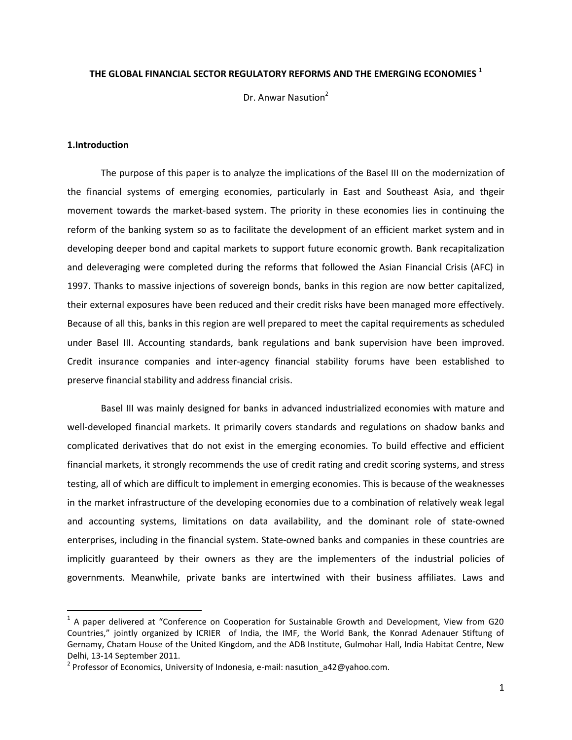# THE GLOBAL FINANCIAL SECTOR REGULATORY REFORMS AND THE EMERGING ECONOMIES [1]

Dr. Anwar Nasution[2]

## 1.Introduction

The purpose of this paper is to analyze the implications of the Basel III on the modernization of the financial systems of emerging economies, particularly in East and Southeast Asia, and thgeir movement towards the market-based system. The priority in these economies lies in continuing the reform of the banking system so as to facilitate the development of an efficient market system and in developing deeper bond and capital markets to support future economic growth. Bank recapitalization and deleveraging were completed during the reforms that followed the Asian Financial Crisis (AFC) in 1997. Thanks to massive injections of sovereign bonds, banks in this region are now better capitalized, their external exposures have been reduced and their credit risks have been managed more effectively. Because of all this, banks in this region are well prepared to meet the capital requirements as scheduled under Basel III. Accounting standards, bank regulations and bank supervision have been improved. Credit insurance companies and inter-agency financial stability forums have been established to preserve financial stability and address financial crisis.

Basel III was mainly designed for banks in advanced industrialized economies with mature and well-developed financial markets. It primarily covers standards and regulations on shadow banks and complicated derivatives that do not exist in the emerging economies. To build effective and efficient financial markets, it strongly recommends the use of credit rating and credit scoring systems, and stress testing, all of which are difficult to implement in emerging economies. This is because of the weaknesses in the market infrastructure of the developing economies due to a combination of relatively weak legal and accounting systems, limitations on data availability, and the dominant role of state-owned enterprises, including in the financial system. State-owned banks and companies in these countries are implicitly guaranteed by their owners as they are the implementers of the industrial policies of governments. Meanwhile, private banks are intertwined with their business affiliates. Laws and

---

[1] A paper delivered at "Conference on Cooperation for Sustainable Growth and Development, View from G20 Countries," jointly organized by ICRIER of India, the IMF, the World Bank, the Konrad Adenauer Stiftung of Gernamy, Chatam House of the United Kingdom, and the ADB Institute, Gulmohar Hall, India Habitat Centre, New Delhi, 13-14 September 2011.

[2] Professor of Economics, University of Indonesia, e-mail: nasution_a42@yahoo.com.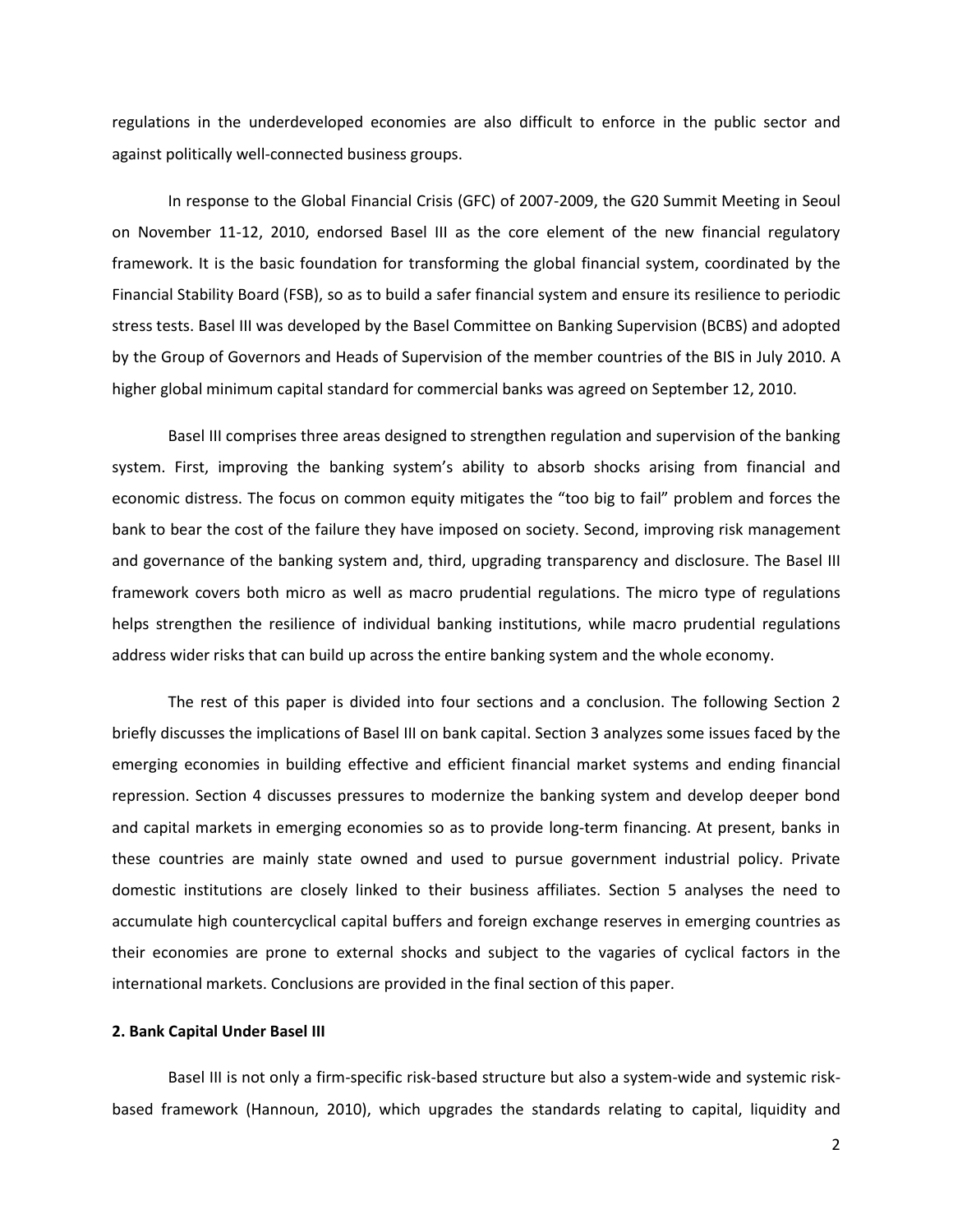regulations in the underdeveloped economies are also difficult to enforce in the public sector and against politically well-connected business groups.

In response to the Global Financial Crisis (GFC) of 2007-2009, the G20 Summit Meeting in Seoul on November 11-12, 2010, endorsed Basel III as the core element of the new financial regulatory framework. It is the basic foundation for transforming the global financial system, coordinated by the Financial Stability Board (FSB), so as to build a safer financial system and ensure its resilience to periodic stress tests. Basel III was developed by the Basel Committee on Banking Supervision (BCBS) and adopted by the Group of Governors and Heads of Supervision of the member countries of the BIS in July 2010. A higher global minimum capital standard for commercial banks was agreed on September 12, 2010.

Basel III comprises three areas designed to strengthen regulation and supervision of the banking system. First, improving the banking system's ability to absorb shocks arising from financial and economic distress. The focus on common equity mitigates the "too big to fail" problem and forces the bank to bear the cost of the failure they have imposed on society. Second, improving risk management and governance of the banking system and, third, upgrading transparency and disclosure. The Basel III framework covers both micro as well as macro prudential regulations. The micro type of regulations helps strengthen the resilience of individual banking institutions, while macro prudential regulations address wider risks that can build up across the entire banking system and the whole economy.

The rest of this paper is divided into four sections and a conclusion. The following Section 2 briefly discusses the implications of Basel III on bank capital. Section 3 analyzes some issues faced by the emerging economies in building effective and efficient financial market systems and ending financial repression. Section 4 discusses pressures to modernize the banking system and develop deeper bond and capital markets in emerging economies so as to provide long-term financing. At present, banks in these countries are mainly state owned and used to pursue government industrial policy. Private domestic institutions are closely linked to their business affiliates. Section 5 analyses the need to accumulate high countercyclical capital buffers and foreign exchange reserves in emerging countries as their economies are prone to external shocks and subject to the vagaries of cyclical factors in the international markets. Conclusions are provided in the final section of this paper.

## 2. Bank Capital Under Basel III

Basel III is not only a firm-specific risk-based structure but also a system-wide and systemic risk-based framework (Hannoun, 2010), which upgrades the standards relating to capital, liquidity and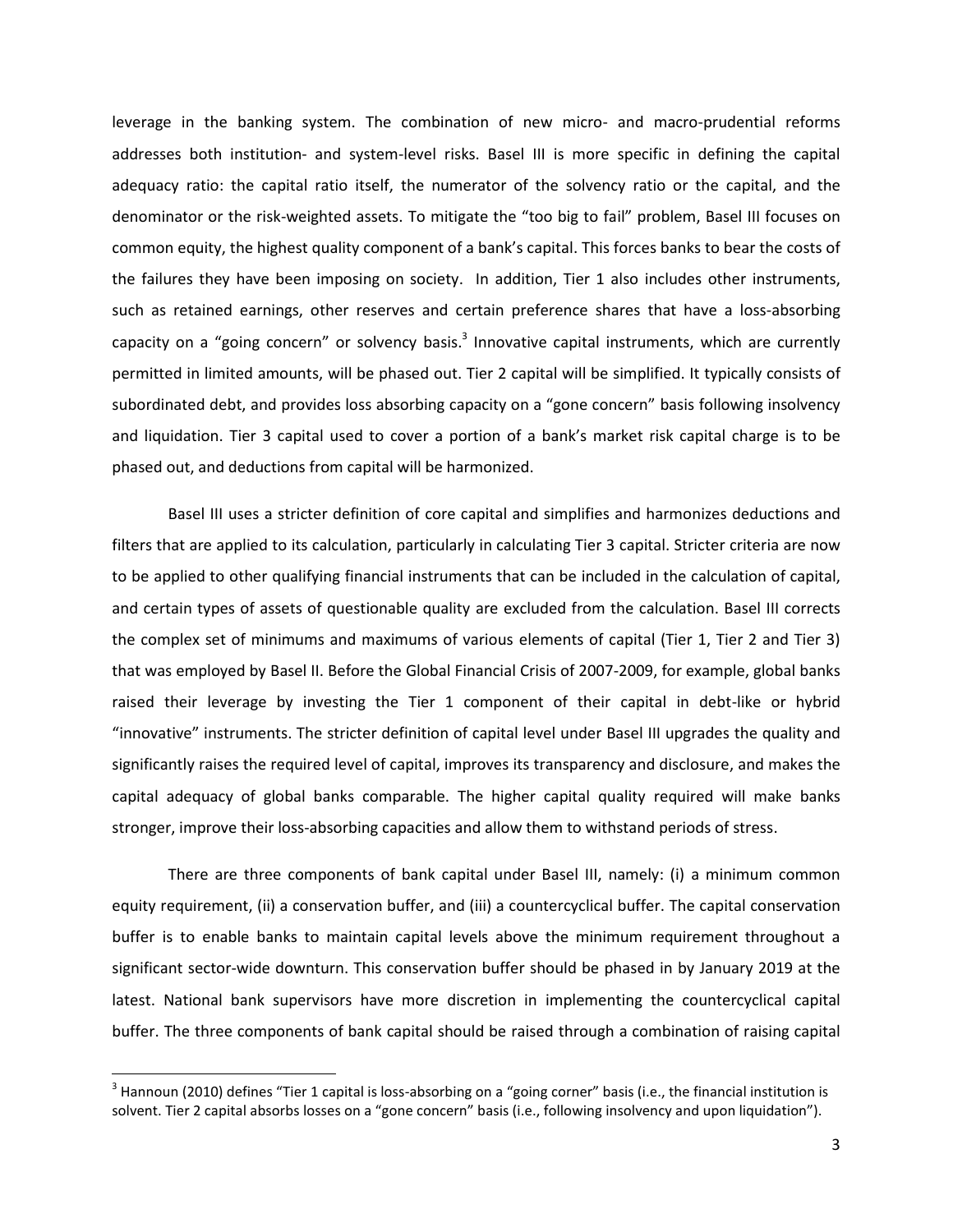leverage in the banking system. The combination of new micro- and macro-prudential reforms addresses both institution- and system-level risks. Basel III is more specific in defining the capital adequacy ratio: the capital ratio itself, the numerator of the solvency ratio or the capital, and the denominator or the risk-weighted assets. To mitigate the "too big to fail" problem, Basel III focuses on common equity, the highest quality component of a bank's capital. This forces banks to bear the costs of the failures they have been imposing on society. In addition, Tier 1 also includes other instruments, such as retained earnings, other reserves and certain preference shares that have a loss-absorbing capacity on a "going concern" or solvency basis.[3] Innovative capital instruments, which are currently permitted in limited amounts, will be phased out. Tier 2 capital will be simplified. It typically consists of subordinated debt, and provides loss absorbing capacity on a "gone concern" basis following insolvency and liquidation. Tier 3 capital used to cover a portion of a bank's market risk capital charge is to be phased out, and deductions from capital will be harmonized.

Basel III uses a stricter definition of core capital and simplifies and harmonizes deductions and filters that are applied to its calculation, particularly in calculating Tier 3 capital. Stricter criteria are now to be applied to other qualifying financial instruments that can be included in the calculation of capital, and certain types of assets of questionable quality are excluded from the calculation. Basel III corrects the complex set of minimums and maximums of various elements of capital (Tier 1, Tier 2 and Tier 3) that was employed by Basel II. Before the Global Financial Crisis of 2007-2009, for example, global banks raised their leverage by investing the Tier 1 component of their capital in debt-like or hybrid "innovative" instruments. The stricter definition of capital level under Basel III upgrades the quality and significantly raises the required level of capital, improves its transparency and disclosure, and makes the capital adequacy of global banks comparable. The higher capital quality required will make banks stronger, improve their loss-absorbing capacities and allow them to withstand periods of stress.

There are three components of bank capital under Basel III, namely: (i) a minimum common equity requirement, (ii) a conservation buffer, and (iii) a countercyclical buffer. The capital conservation buffer is to enable banks to maintain capital levels above the minimum requirement throughout a significant sector-wide downturn. This conservation buffer should be phased in by January 2019 at the latest. National bank supervisors have more discretion in implementing the countercyclical capital buffer. The three components of bank capital should be raised through a combination of raising capital

---

[3] Hannoun (2010) defines "Tier 1 capital is loss-absorbing on a "going corner" basis (i.e., the financial institution is solvent. Tier 2 capital absorbs losses on a "gone concern" basis (i.e., following insolvency and upon liquidation").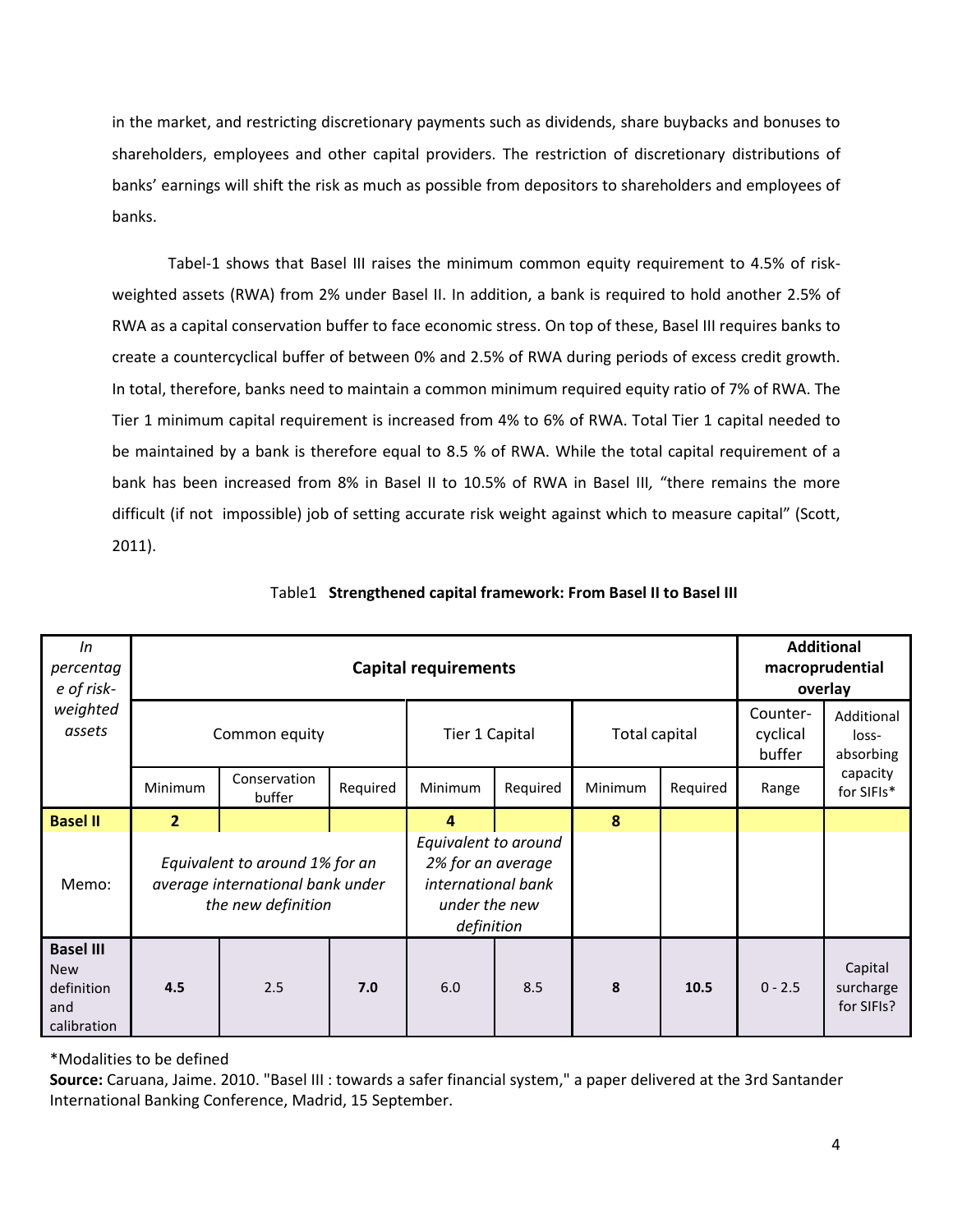in the market, and restricting discretionary payments such as dividends, share buybacks and bonuses to shareholders, employees and other capital providers. The restriction of discretionary distributions of banks' earnings will shift the risk as much as possible from depositors to shareholders and employees of banks.

Tabel-1 shows that Basel III raises the minimum common equity requirement to 4.5% of risk-weighted assets (RWA) from 2% under Basel II. In addition, a bank is required to hold another 2.5% of RWA as a capital conservation buffer to face economic stress. On top of these, Basel III requires banks to create a countercyclical buffer of between 0% and 2.5% of RWA during periods of excess credit growth. In total, therefore, banks need to maintain a common minimum required equity ratio of 7% of RWA. The Tier 1 minimum capital requirement is increased from 4% to 6% of RWA. Total Tier 1 capital needed to be maintained by a bank is therefore equal to 8.5 % of RWA. While the total capital requirement of a bank has been increased from 8% in Basel II to 10.5% of RWA in Basel III*,* "there remains the more difficult (if not impossible) job of setting accurate risk weight against which to measure capital" (Scott, 2011).

Table1 **Strengthened capital framework: From Basel II to Basel III**

| *In percentage of risk-weighted assets* | **Capital requirements** | | | | | | | **Additional macroprudential overlay** | |
|---|---|---|---|---|---|---|---|---|---|
| | Common equity | | | Tier 1 Capital | | Total capital | | Counter-cyclical buffer | Additional loss-absorbing capacity for SIFIs* |
| | Minimum | Conservation buffer | Required | Minimum | Required | Minimum | Required | Range | |
| **Basel II** | **2** | | | **4** | | **8** | | | |
| Memo: | *Equivalent to around 1% for an average international bank under the new definition* | | | *Equivalent to around 2% for an average international bank under the new definition* | | | | | |
| **Basel III** New definition and calibration | **4.5** | 2.5 | **7.0** | 6.0 | 8.5 | **8** | **10.5** | 0 - 2.5 | Capital surcharge for SIFIs? |

*Modalities to be defined

**Source:** Caruana, Jaime. 2010. "Basel III : towards a safer financial system," a paper delivered at the 3rd Santander International Banking Conference, Madrid, 15 September.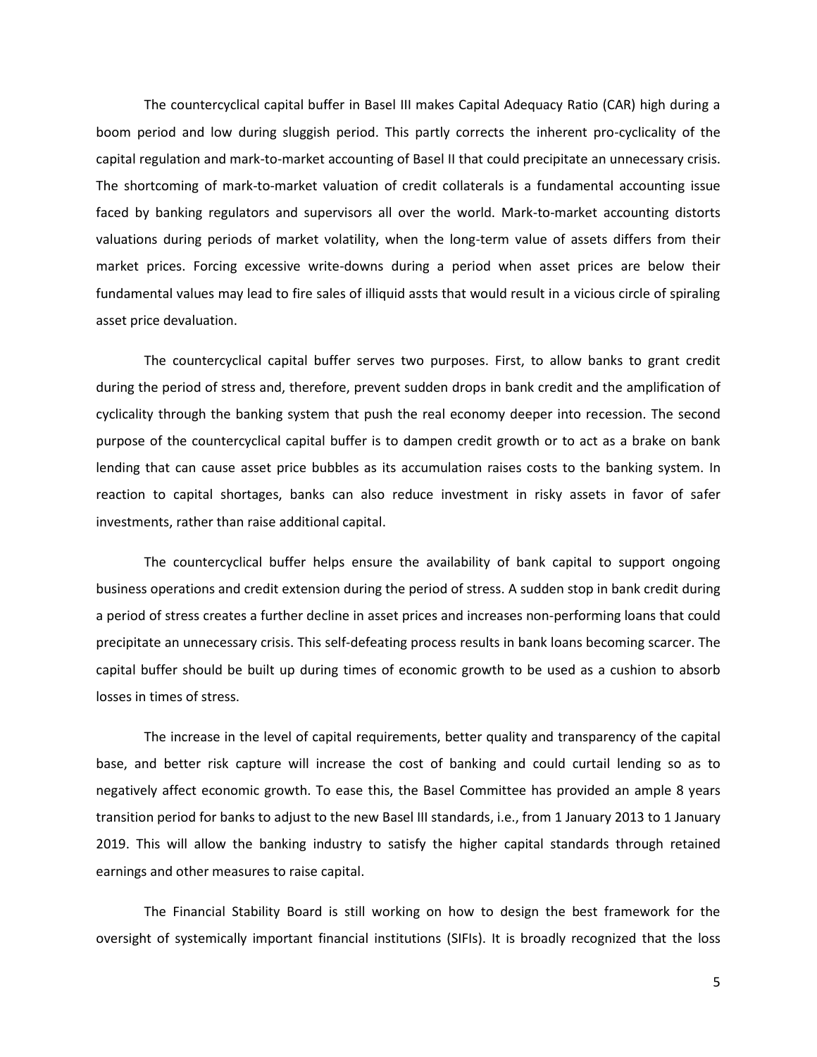The countercyclical capital buffer in Basel III makes Capital Adequacy Ratio (CAR) high during a boom period and low during sluggish period. This partly corrects the inherent pro-cyclicality of the capital regulation and mark-to-market accounting of Basel II that could precipitate an unnecessary crisis. The shortcoming of mark-to-market valuation of credit collaterals is a fundamental accounting issue faced by banking regulators and supervisors all over the world. Mark-to-market accounting distorts valuations during periods of market volatility, when the long-term value of assets differs from their market prices. Forcing excessive write-downs during a period when asset prices are below their fundamental values may lead to fire sales of illiquid assts that would result in a vicious circle of spiraling asset price devaluation.

The countercyclical capital buffer serves two purposes. First, to allow banks to grant credit during the period of stress and, therefore, prevent sudden drops in bank credit and the amplification of cyclicality through the banking system that push the real economy deeper into recession. The second purpose of the countercyclical capital buffer is to dampen credit growth or to act as a brake on bank lending that can cause asset price bubbles as its accumulation raises costs to the banking system. In reaction to capital shortages, banks can also reduce investment in risky assets in favor of safer investments, rather than raise additional capital.

The countercyclical buffer helps ensure the availability of bank capital to support ongoing business operations and credit extension during the period of stress. A sudden stop in bank credit during a period of stress creates a further decline in asset prices and increases non-performing loans that could precipitate an unnecessary crisis. This self-defeating process results in bank loans becoming scarcer. The capital buffer should be built up during times of economic growth to be used as a cushion to absorb losses in times of stress.

The increase in the level of capital requirements, better quality and transparency of the capital base, and better risk capture will increase the cost of banking and could curtail lending so as to negatively affect economic growth. To ease this, the Basel Committee has provided an ample 8 years transition period for banks to adjust to the new Basel III standards, i.e., from 1 January 2013 to 1 January 2019. This will allow the banking industry to satisfy the higher capital standards through retained earnings and other measures to raise capital.

The Financial Stability Board is still working on how to design the best framework for the oversight of systemically important financial institutions (SIFIs). It is broadly recognized that the loss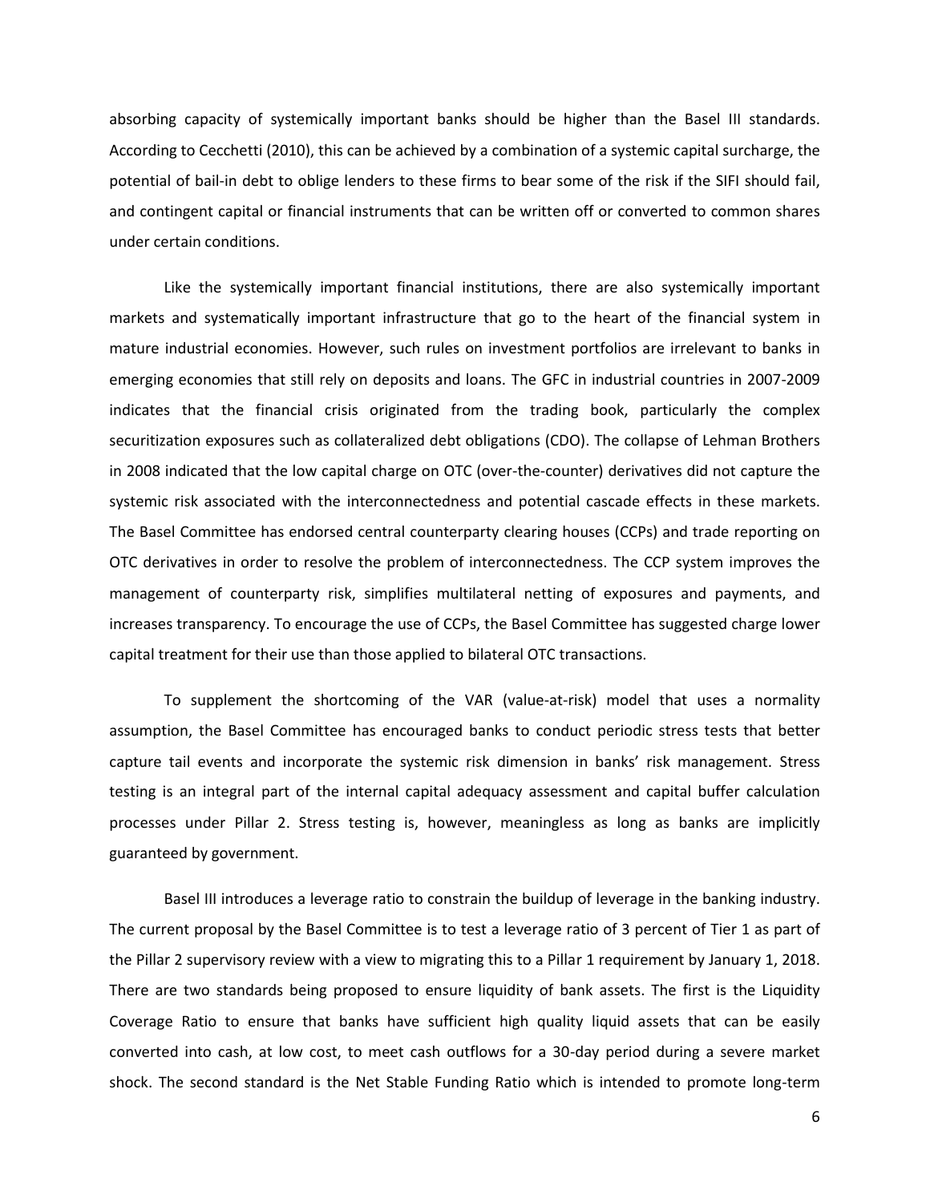absorbing capacity of systemically important banks should be higher than the Basel III standards. According to Cecchetti (2010), this can be achieved by a combination of a systemic capital surcharge, the potential of bail-in debt to oblige lenders to these firms to bear some of the risk if the SIFI should fail, and contingent capital or financial instruments that can be written off or converted to common shares under certain conditions.

Like the systemically important financial institutions, there are also systemically important markets and systematically important infrastructure that go to the heart of the financial system in mature industrial economies. However, such rules on investment portfolios are irrelevant to banks in emerging economies that still rely on deposits and loans. The GFC in industrial countries in 2007-2009 indicates that the financial crisis originated from the trading book, particularly the complex securitization exposures such as collateralized debt obligations (CDO). The collapse of Lehman Brothers in 2008 indicated that the low capital charge on OTC (over-the-counter) derivatives did not capture the systemic risk associated with the interconnectedness and potential cascade effects in these markets. The Basel Committee has endorsed central counterparty clearing houses (CCPs) and trade reporting on OTC derivatives in order to resolve the problem of interconnectedness. The CCP system improves the management of counterparty risk, simplifies multilateral netting of exposures and payments, and increases transparency. To encourage the use of CCPs, the Basel Committee has suggested charge lower capital treatment for their use than those applied to bilateral OTC transactions.

To supplement the shortcoming of the VAR (value-at-risk) model that uses a normality assumption, the Basel Committee has encouraged banks to conduct periodic stress tests that better capture tail events and incorporate the systemic risk dimension in banks' risk management. Stress testing is an integral part of the internal capital adequacy assessment and capital buffer calculation processes under Pillar 2. Stress testing is, however, meaningless as long as banks are implicitly guaranteed by government.

Basel III introduces a leverage ratio to constrain the buildup of leverage in the banking industry. The current proposal by the Basel Committee is to test a leverage ratio of 3 percent of Tier 1 as part of the Pillar 2 supervisory review with a view to migrating this to a Pillar 1 requirement by January 1, 2018. There are two standards being proposed to ensure liquidity of bank assets. The first is the Liquidity Coverage Ratio to ensure that banks have sufficient high quality liquid assets that can be easily converted into cash, at low cost, to meet cash outflows for a 30-day period during a severe market shock. The second standard is the Net Stable Funding Ratio which is intended to promote long-term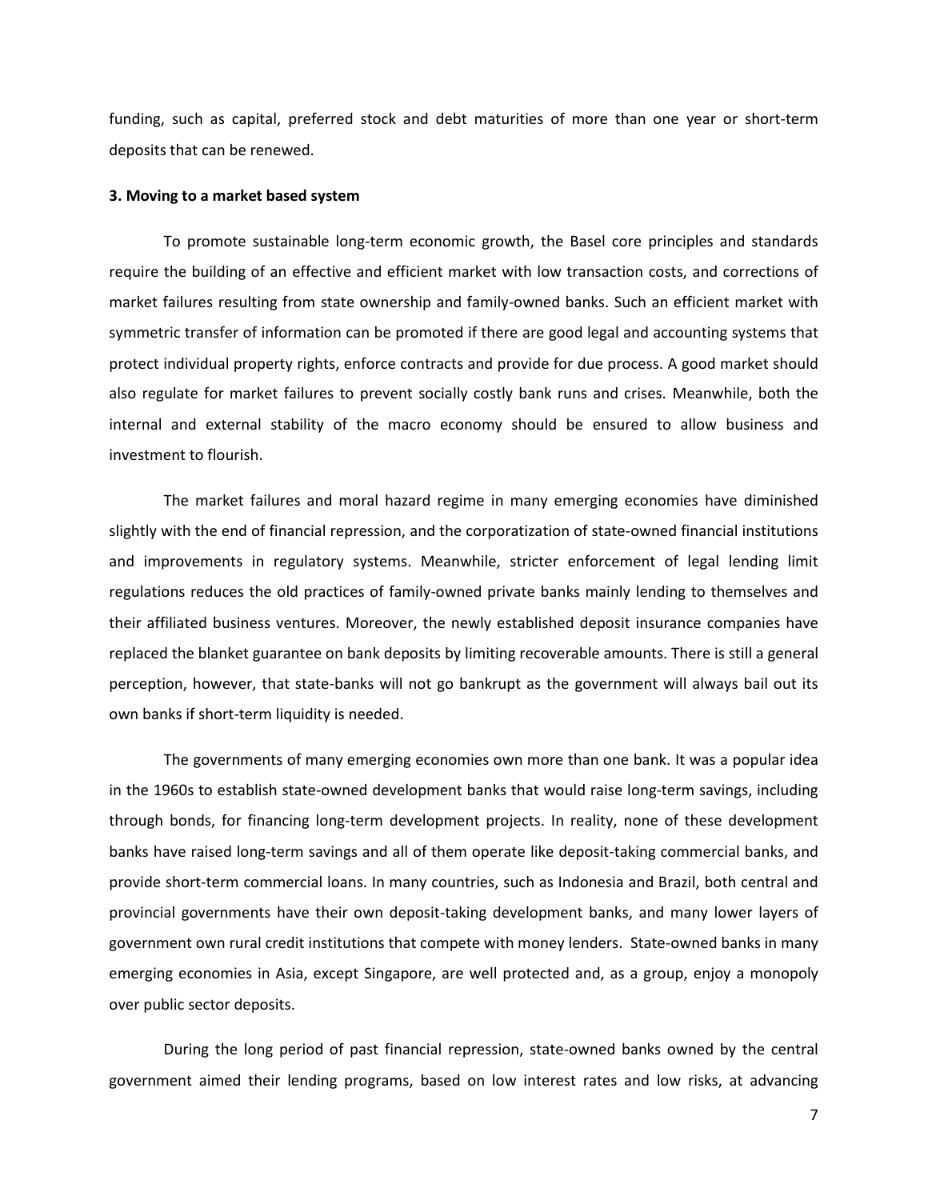funding, such as capital, preferred stock and debt maturities of more than one year or short-term deposits that can be renewed.

### 3. Moving to a market based system

To promote sustainable long-term economic growth, the Basel core principles and standards require the building of an effective and efficient market with low transaction costs, and corrections of market failures resulting from state ownership and family-owned banks. Such an efficient market with symmetric transfer of information can be promoted if there are good legal and accounting systems that protect individual property rights, enforce contracts and provide for due process. A good market should also regulate for market failures to prevent socially costly bank runs and crises. Meanwhile, both the internal and external stability of the macro economy should be ensured to allow business and investment to flourish.

The market failures and moral hazard regime in many emerging economies have diminished slightly with the end of financial repression, and the corporatization of state-owned financial institutions and improvements in regulatory systems. Meanwhile, stricter enforcement of legal lending limit regulations reduces the old practices of family-owned private banks mainly lending to themselves and their affiliated business ventures. Moreover, the newly established deposit insurance companies have replaced the blanket guarantee on bank deposits by limiting recoverable amounts. There is still a general perception, however, that state-banks will not go bankrupt as the government will always bail out its own banks if short-term liquidity is needed.

The governments of many emerging economies own more than one bank. It was a popular idea in the 1960s to establish state-owned development banks that would raise long-term savings, including through bonds, for financing long-term development projects. In reality, none of these development banks have raised long-term savings and all of them operate like deposit-taking commercial banks, and provide short-term commercial loans. In many countries, such as Indonesia and Brazil, both central and provincial governments have their own deposit-taking development banks, and many lower layers of government own rural credit institutions that compete with money lenders. State-owned banks in many emerging economies in Asia, except Singapore, are well protected and, as a group, enjoy a monopoly over public sector deposits.

During the long period of past financial repression, state-owned banks owned by the central government aimed their lending programs, based on low interest rates and low risks, at advancing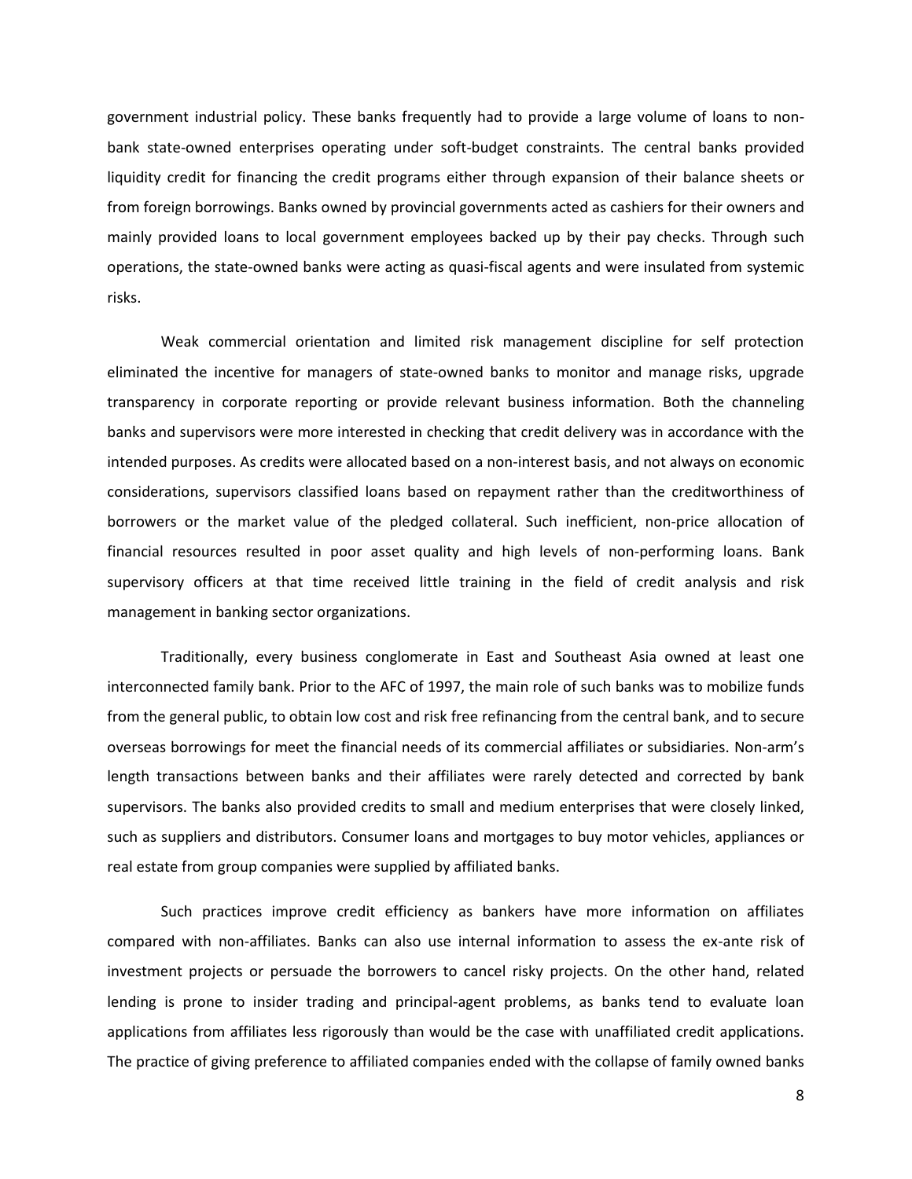government industrial policy. These banks frequently had to provide a large volume of loans to non-bank state-owned enterprises operating under soft-budget constraints. The central banks provided liquidity credit for financing the credit programs either through expansion of their balance sheets or from foreign borrowings. Banks owned by provincial governments acted as cashiers for their owners and mainly provided loans to local government employees backed up by their pay checks. Through such operations, the state-owned banks were acting as quasi-fiscal agents and were insulated from systemic risks.

Weak commercial orientation and limited risk management discipline for self protection eliminated the incentive for managers of state-owned banks to monitor and manage risks, upgrade transparency in corporate reporting or provide relevant business information. Both the channeling banks and supervisors were more interested in checking that credit delivery was in accordance with the intended purposes. As credits were allocated based on a non-interest basis, and not always on economic considerations, supervisors classified loans based on repayment rather than the creditworthiness of borrowers or the market value of the pledged collateral. Such inefficient, non-price allocation of financial resources resulted in poor asset quality and high levels of non-performing loans. Bank supervisory officers at that time received little training in the field of credit analysis and risk management in banking sector organizations.

Traditionally, every business conglomerate in East and Southeast Asia owned at least one interconnected family bank. Prior to the AFC of 1997, the main role of such banks was to mobilize funds from the general public, to obtain low cost and risk free refinancing from the central bank, and to secure overseas borrowings for meet the financial needs of its commercial affiliates or subsidiaries. Non-arm's length transactions between banks and their affiliates were rarely detected and corrected by bank supervisors. The banks also provided credits to small and medium enterprises that were closely linked, such as suppliers and distributors. Consumer loans and mortgages to buy motor vehicles, appliances or real estate from group companies were supplied by affiliated banks.

Such practices improve credit efficiency as bankers have more information on affiliates compared with non-affiliates. Banks can also use internal information to assess the ex-ante risk of investment projects or persuade the borrowers to cancel risky projects. On the other hand, related lending is prone to insider trading and principal-agent problems, as banks tend to evaluate loan applications from affiliates less rigorously than would be the case with unaffiliated credit applications. The practice of giving preference to affiliated companies ended with the collapse of family owned banks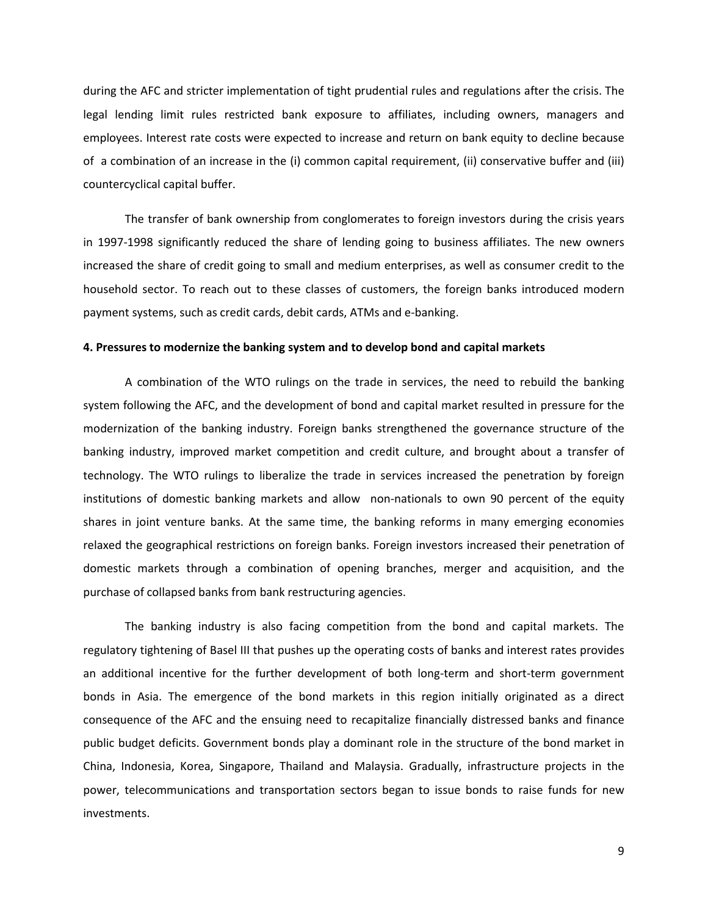during the AFC and stricter implementation of tight prudential rules and regulations after the crisis. The legal lending limit rules restricted bank exposure to affiliates, including owners, managers and employees. Interest rate costs were expected to increase and return on bank equity to decline because of a combination of an increase in the (i) common capital requirement, (ii) conservative buffer and (iii) countercyclical capital buffer.

The transfer of bank ownership from conglomerates to foreign investors during the crisis years in 1997-1998 significantly reduced the share of lending going to business affiliates. The new owners increased the share of credit going to small and medium enterprises, as well as consumer credit to the household sector. To reach out to these classes of customers, the foreign banks introduced modern payment systems, such as credit cards, debit cards, ATMs and e-banking.

**4. Pressures to modernize the banking system and to develop bond and capital markets**

A combination of the WTO rulings on the trade in services, the need to rebuild the banking system following the AFC, and the development of bond and capital market resulted in pressure for the modernization of the banking industry. Foreign banks strengthened the governance structure of the banking industry, improved market competition and credit culture, and brought about a transfer of technology. The WTO rulings to liberalize the trade in services increased the penetration by foreign institutions of domestic banking markets and allow non-nationals to own 90 percent of the equity shares in joint venture banks. At the same time, the banking reforms in many emerging economies relaxed the geographical restrictions on foreign banks. Foreign investors increased their penetration of domestic markets through a combination of opening branches, merger and acquisition, and the purchase of collapsed banks from bank restructuring agencies.

The banking industry is also facing competition from the bond and capital markets. The regulatory tightening of Basel III that pushes up the operating costs of banks and interest rates provides an additional incentive for the further development of both long-term and short-term government bonds in Asia. The emergence of the bond markets in this region initially originated as a direct consequence of the AFC and the ensuing need to recapitalize financially distressed banks and finance public budget deficits. Government bonds play a dominant role in the structure of the bond market in China, Indonesia, Korea, Singapore, Thailand and Malaysia. Gradually, infrastructure projects in the power, telecommunications and transportation sectors began to issue bonds to raise funds for new investments.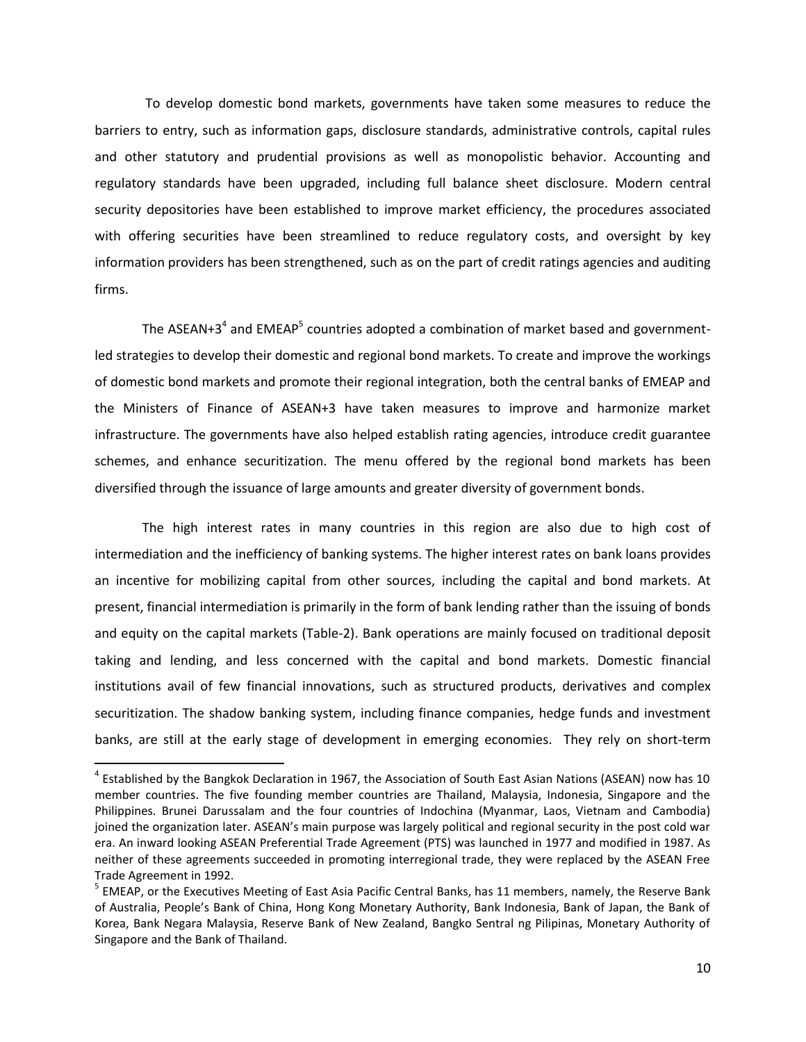To develop domestic bond markets, governments have taken some measures to reduce the barriers to entry, such as information gaps, disclosure standards, administrative controls, capital rules and other statutory and prudential provisions as well as monopolistic behavior. Accounting and regulatory standards have been upgraded, including full balance sheet disclosure. Modern central security depositories have been established to improve market efficiency, the procedures associated with offering securities have been streamlined to reduce regulatory costs, and oversight by key information providers has been strengthened, such as on the part of credit ratings agencies and auditing firms.

The ASEAN+3[4] and EMEAP[5] countries adopted a combination of market based and government-led strategies to develop their domestic and regional bond markets. To create and improve the workings of domestic bond markets and promote their regional integration, both the central banks of EMEAP and the Ministers of Finance of ASEAN+3 have taken measures to improve and harmonize market infrastructure. The governments have also helped establish rating agencies, introduce credit guarantee schemes, and enhance securitization. The menu offered by the regional bond markets has been diversified through the issuance of large amounts and greater diversity of government bonds.

The high interest rates in many countries in this region are also due to high cost of intermediation and the inefficiency of banking systems. The higher interest rates on bank loans provides an incentive for mobilizing capital from other sources, including the capital and bond markets. At present, financial intermediation is primarily in the form of bank lending rather than the issuing of bonds and equity on the capital markets (Table-2). Bank operations are mainly focused on traditional deposit taking and lending, and less concerned with the capital and bond markets. Domestic financial institutions avail of few financial innovations, such as structured products, derivatives and complex securitization. The shadow banking system, including finance companies, hedge funds and investment banks, are still at the early stage of development in emerging economies. They rely on short-term

---

[4] Established by the Bangkok Declaration in 1967, the Association of South East Asian Nations (ASEAN) now has 10 member countries. The five founding member countries are Thailand, Malaysia, Indonesia, Singapore and the Philippines. Brunei Darussalam and the four countries of Indochina (Myanmar, Laos, Vietnam and Cambodia) joined the organization later. ASEAN's main purpose was largely political and regional security in the post cold war era. An inward looking ASEAN Preferential Trade Agreement (PTS) was launched in 1977 and modified in 1987. As neither of these agreements succeeded in promoting interregional trade, they were replaced by the ASEAN Free Trade Agreement in 1992.

[5] EMEAP, or the Executives Meeting of East Asia Pacific Central Banks, has 11 members, namely, the Reserve Bank of Australia, People's Bank of China, Hong Kong Monetary Authority, Bank Indonesia, Bank of Japan, the Bank of Korea, Bank Negara Malaysia, Reserve Bank of New Zealand, Bangko Sentral ng Pilipinas, Monetary Authority of Singapore and the Bank of Thailand.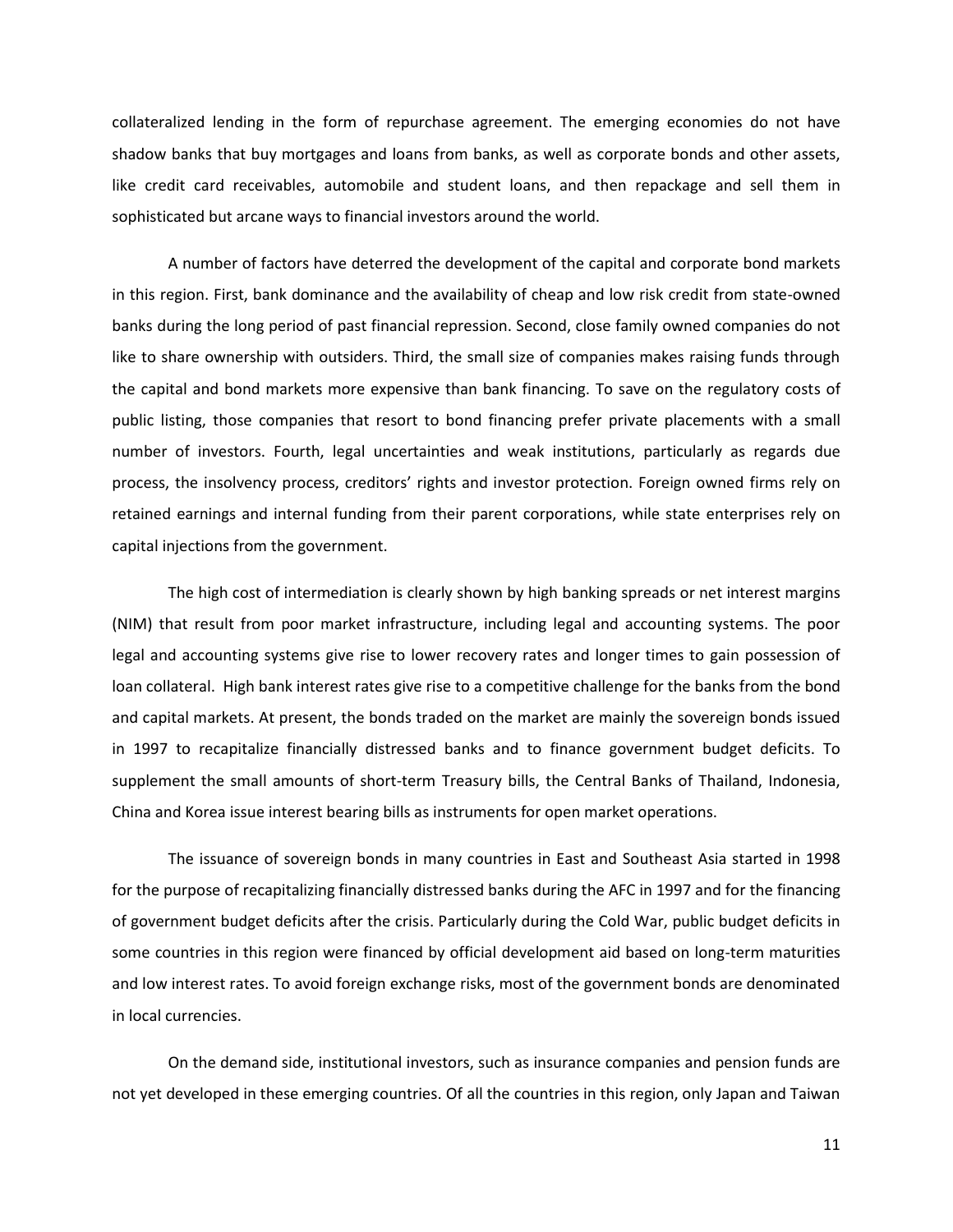collateralized lending in the form of repurchase agreement. The emerging economies do not have shadow banks that buy mortgages and loans from banks, as well as corporate bonds and other assets, like credit card receivables, automobile and student loans, and then repackage and sell them in sophisticated but arcane ways to financial investors around the world.

A number of factors have deterred the development of the capital and corporate bond markets in this region. First, bank dominance and the availability of cheap and low risk credit from state-owned banks during the long period of past financial repression. Second, close family owned companies do not like to share ownership with outsiders. Third, the small size of companies makes raising funds through the capital and bond markets more expensive than bank financing. To save on the regulatory costs of public listing, those companies that resort to bond financing prefer private placements with a small number of investors. Fourth, legal uncertainties and weak institutions, particularly as regards due process, the insolvency process, creditors' rights and investor protection. Foreign owned firms rely on retained earnings and internal funding from their parent corporations, while state enterprises rely on capital injections from the government.

The high cost of intermediation is clearly shown by high banking spreads or net interest margins (NIM) that result from poor market infrastructure, including legal and accounting systems. The poor legal and accounting systems give rise to lower recovery rates and longer times to gain possession of loan collateral. High bank interest rates give rise to a competitive challenge for the banks from the bond and capital markets. At present, the bonds traded on the market are mainly the sovereign bonds issued in 1997 to recapitalize financially distressed banks and to finance government budget deficits. To supplement the small amounts of short-term Treasury bills, the Central Banks of Thailand, Indonesia, China and Korea issue interest bearing bills as instruments for open market operations.

The issuance of sovereign bonds in many countries in East and Southeast Asia started in 1998 for the purpose of recapitalizing financially distressed banks during the AFC in 1997 and for the financing of government budget deficits after the crisis. Particularly during the Cold War, public budget deficits in some countries in this region were financed by official development aid based on long-term maturities and low interest rates. To avoid foreign exchange risks, most of the government bonds are denominated in local currencies.

On the demand side, institutional investors, such as insurance companies and pension funds are not yet developed in these emerging countries. Of all the countries in this region, only Japan and Taiwan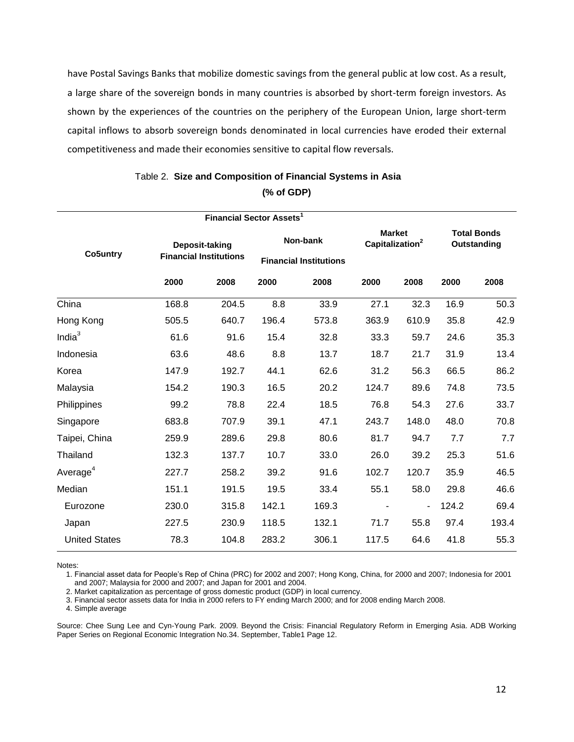have Postal Savings Banks that mobilize domestic savings from the general public at low cost. As a result, a large share of the sovereign bonds in many countries is absorbed by short-term foreign investors. As shown by the experiences of the countries on the periphery of the European Union, large short-term capital inflows to absorb sovereign bonds denominated in local currencies have eroded their external competitiveness and made their economies sensitive to capital flow reversals.

Table 2. **Size and Composition of Financial Systems in Asia**

**(% of GDP)**

| **Co5untry** | **Financial Sector Assets[1]** | | | | **Market Capitalization[2]** | | **Total Bonds Outstanding** | |
|---|---|---|---|---|---|---|---|---|
| | **Deposit-taking Financial Institutions** | | **Non-bank Financial Institutions** | | | | | |
| | **2000** | **2008** | **2000** | **2008** | **2000** | **2008** | **2000** | **2008** |
| China | 168.8 | 204.5 | 8.8 | 33.9 | 27.1 | 32.3 | 16.9 | 50.3 |
| Hong Kong | 505.5 | 640.7 | 196.4 | 573.8 | 363.9 | 610.9 | 35.8 | 42.9 |
| India[3] | 61.6 | 91.6 | 15.4 | 32.8 | 33.3 | 59.7 | 24.6 | 35.3 |
| Indonesia | 63.6 | 48.6 | 8.8 | 13.7 | 18.7 | 21.7 | 31.9 | 13.4 |
| Korea | 147.9 | 192.7 | 44.1 | 62.6 | 31.2 | 56.3 | 66.5 | 86.2 |
| Malaysia | 154.2 | 190.3 | 16.5 | 20.2 | 124.7 | 89.6 | 74.8 | 73.5 |
| Philippines | 99.2 | 78.8 | 22.4 | 18.5 | 76.8 | 54.3 | 27.6 | 33.7 |
| Singapore | 683.8 | 707.9 | 39.1 | 47.1 | 243.7 | 148.0 | 48.0 | 70.8 |
| Taipei, China | 259.9 | 289.6 | 29.8 | 80.6 | 81.7 | 94.7 | 7.7 | 7.7 |
| Thailand | 132.3 | 137.7 | 10.7 | 33.0 | 26.0 | 39.2 | 25.3 | 51.6 |
| Average[4] | 227.7 | 258.2 | 39.2 | 91.6 | 102.7 | 120.7 | 35.9 | 46.5 |
| Median | 151.1 | 191.5 | 19.5 | 33.4 | 55.1 | 58.0 | 29.8 | 46.6 |
| Eurozone | 230.0 | 315.8 | 142.1 | 169.3 | - | - | 124.2 | 69.4 |
| Japan | 227.5 | 230.9 | 118.5 | 132.1 | 71.7 | 55.8 | 97.4 | 193.4 |
| United States | 78.3 | 104.8 | 283.2 | 306.1 | 117.5 | 64.6 | 41.8 | 55.3 |

Notes:

1. Financial asset data for People's Rep of China (PRC) for 2002 and 2007; Hong Kong, China, for 2000 and 2007; Indonesia for 2001 and 2007; Malaysia for 2000 and 2007; and Japan for 2001 and 2004.
2. Market capitalization as percentage of gross domestic product (GDP) in local currency.
3. Financial sector assets data for India in 2000 refers to FY ending March 2000; and for 2008 ending March 2008.
4. Simple average

Source: Chee Sung Lee and Cyn-Young Park. 2009. Beyond the Crisis: Financial Regulatory Reform in Emerging Asia. ADB Working Paper Series on Regional Economic Integration No.34. September, Table1 Page 12.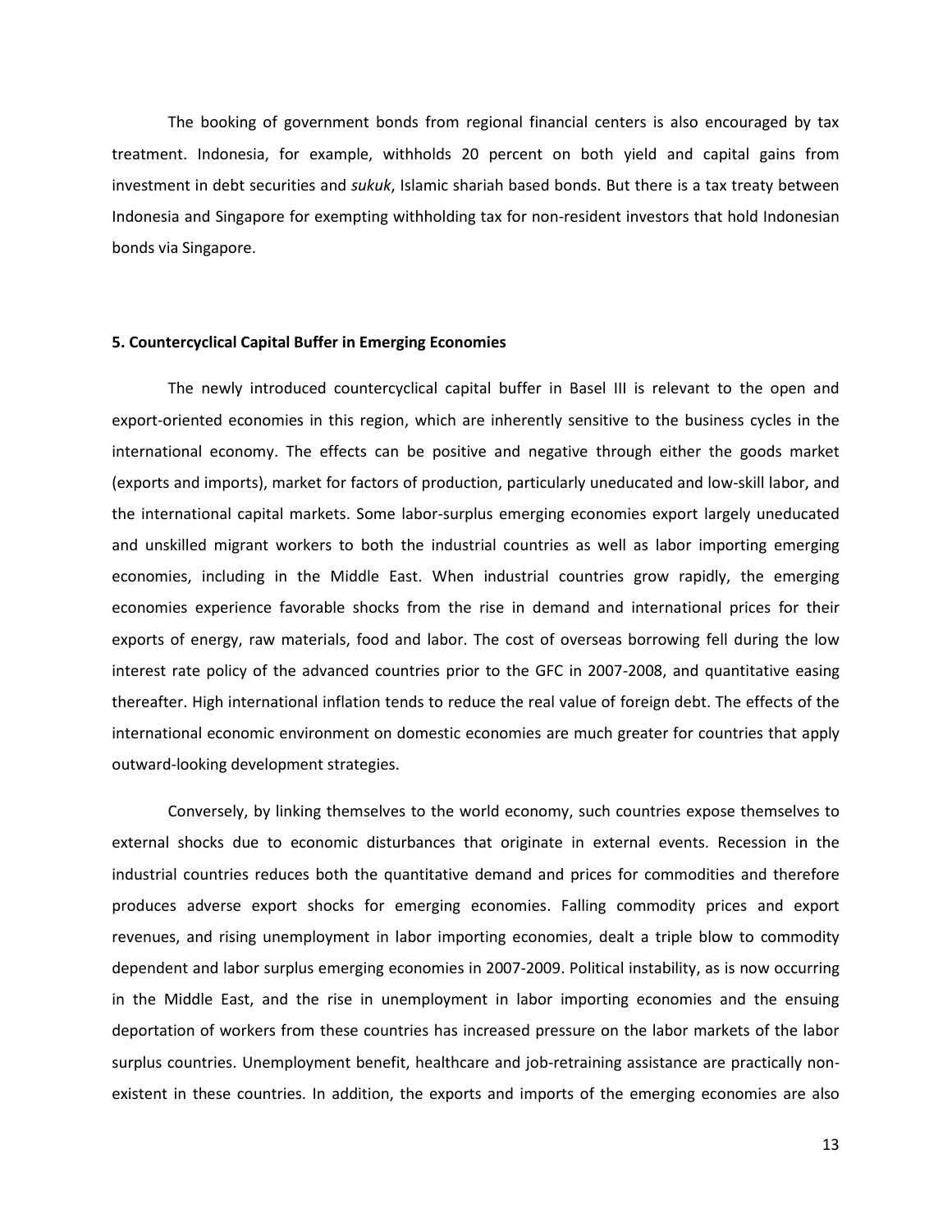The booking of government bonds from regional financial centers is also encouraged by tax treatment. Indonesia, for example, withholds 20 percent on both yield and capital gains from investment in debt securities and *sukuk*, Islamic shariah based bonds. But there is a tax treaty between Indonesia and Singapore for exempting withholding tax for non-resident investors that hold Indonesian bonds via Singapore.

**5. Countercyclical Capital Buffer in Emerging Economies**

The newly introduced countercyclical capital buffer in Basel III is relevant to the open and export-oriented economies in this region, which are inherently sensitive to the business cycles in the international economy. The effects can be positive and negative through either the goods market (exports and imports), market for factors of production, particularly uneducated and low-skill labor, and the international capital markets. Some labor-surplus emerging economies export largely uneducated and unskilled migrant workers to both the industrial countries as well as labor importing emerging economies, including in the Middle East. When industrial countries grow rapidly, the emerging economies experience favorable shocks from the rise in demand and international prices for their exports of energy, raw materials, food and labor. The cost of overseas borrowing fell during the low interest rate policy of the advanced countries prior to the GFC in 2007-2008, and quantitative easing thereafter. High international inflation tends to reduce the real value of foreign debt. The effects of the international economic environment on domestic economies are much greater for countries that apply outward-looking development strategies.

Conversely, by linking themselves to the world economy, such countries expose themselves to external shocks due to economic disturbances that originate in external events. Recession in the industrial countries reduces both the quantitative demand and prices for commodities and therefore produces adverse export shocks for emerging economies. Falling commodity prices and export revenues, and rising unemployment in labor importing economies, dealt a triple blow to commodity dependent and labor surplus emerging economies in 2007-2009. Political instability, as is now occurring in the Middle East, and the rise in unemployment in labor importing economies and the ensuing deportation of workers from these countries has increased pressure on the labor markets of the labor surplus countries. Unemployment benefit, healthcare and job-retraining assistance are practically non-existent in these countries. In addition, the exports and imports of the emerging economies are also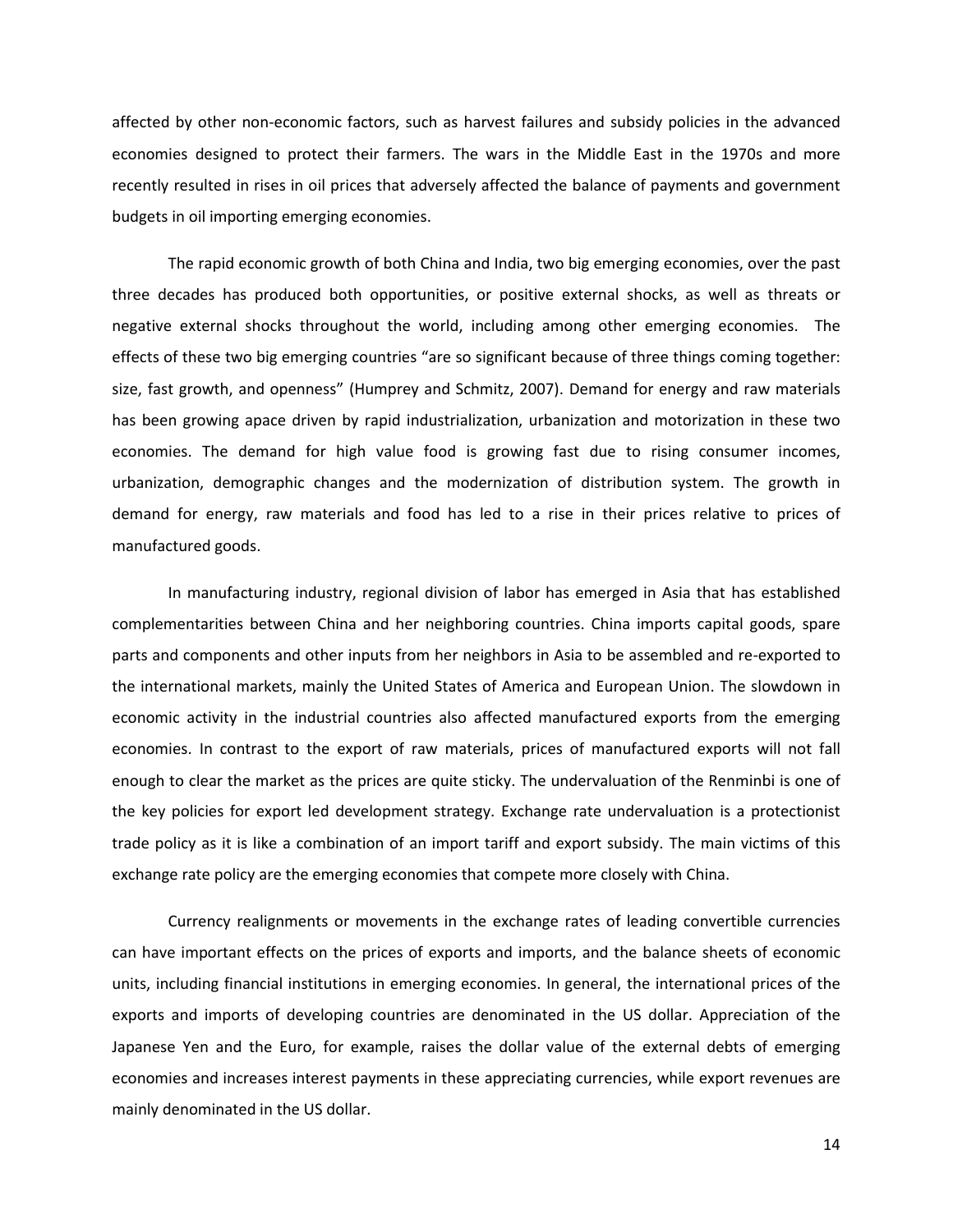affected by other non-economic factors, such as harvest failures and subsidy policies in the advanced economies designed to protect their farmers. The wars in the Middle East in the 1970s and more recently resulted in rises in oil prices that adversely affected the balance of payments and government budgets in oil importing emerging economies.

The rapid economic growth of both China and India, two big emerging economies, over the past three decades has produced both opportunities, or positive external shocks, as well as threats or negative external shocks throughout the world, including among other emerging economies. The effects of these two big emerging countries "are so significant because of three things coming together: size, fast growth, and openness" (Humprey and Schmitz, 2007). Demand for energy and raw materials has been growing apace driven by rapid industrialization, urbanization and motorization in these two economies. The demand for high value food is growing fast due to rising consumer incomes, urbanization, demographic changes and the modernization of distribution system. The growth in demand for energy, raw materials and food has led to a rise in their prices relative to prices of manufactured goods.

In manufacturing industry, regional division of labor has emerged in Asia that has established complementarities between China and her neighboring countries. China imports capital goods, spare parts and components and other inputs from her neighbors in Asia to be assembled and re-exported to the international markets, mainly the United States of America and European Union. The slowdown in economic activity in the industrial countries also affected manufactured exports from the emerging economies. In contrast to the export of raw materials, prices of manufactured exports will not fall enough to clear the market as the prices are quite sticky. The undervaluation of the Renminbi is one of the key policies for export led development strategy. Exchange rate undervaluation is a protectionist trade policy as it is like a combination of an import tariff and export subsidy. The main victims of this exchange rate policy are the emerging economies that compete more closely with China.

Currency realignments or movements in the exchange rates of leading convertible currencies can have important effects on the prices of exports and imports, and the balance sheets of economic units, including financial institutions in emerging economies. In general, the international prices of the exports and imports of developing countries are denominated in the US dollar. Appreciation of the Japanese Yen and the Euro, for example, raises the dollar value of the external debts of emerging economies and increases interest payments in these appreciating currencies, while export revenues are mainly denominated in the US dollar.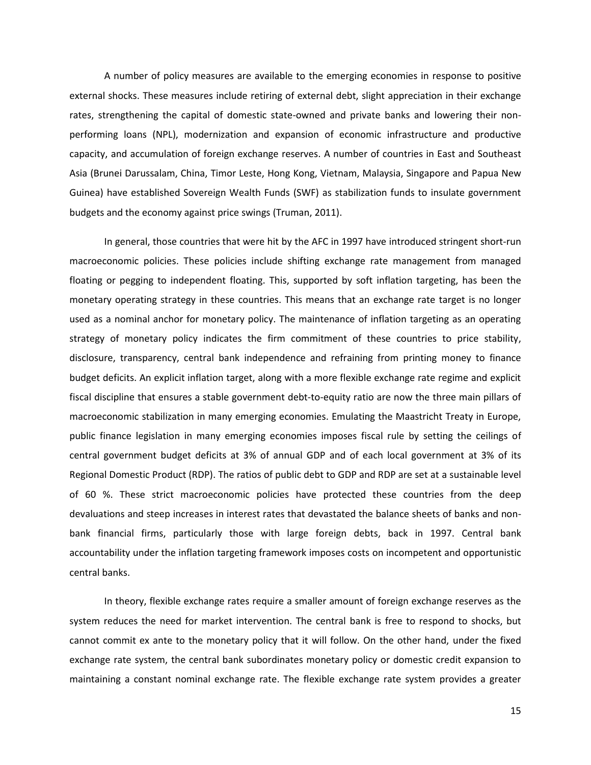A number of policy measures are available to the emerging economies in response to positive external shocks. These measures include retiring of external debt, slight appreciation in their exchange rates, strengthening the capital of domestic state-owned and private banks and lowering their non-performing loans (NPL), modernization and expansion of economic infrastructure and productive capacity, and accumulation of foreign exchange reserves. A number of countries in East and Southeast Asia (Brunei Darussalam, China, Timor Leste, Hong Kong, Vietnam, Malaysia, Singapore and Papua New Guinea) have established Sovereign Wealth Funds (SWF) as stabilization funds to insulate government budgets and the economy against price swings (Truman, 2011).

In general, those countries that were hit by the AFC in 1997 have introduced stringent short-run macroeconomic policies. These policies include shifting exchange rate management from managed floating or pegging to independent floating. This, supported by soft inflation targeting, has been the monetary operating strategy in these countries. This means that an exchange rate target is no longer used as a nominal anchor for monetary policy. The maintenance of inflation targeting as an operating strategy of monetary policy indicates the firm commitment of these countries to price stability, disclosure, transparency, central bank independence and refraining from printing money to finance budget deficits. An explicit inflation target, along with a more flexible exchange rate regime and explicit fiscal discipline that ensures a stable government debt-to-equity ratio are now the three main pillars of macroeconomic stabilization in many emerging economies. Emulating the Maastricht Treaty in Europe, public finance legislation in many emerging economies imposes fiscal rule by setting the ceilings of central government budget deficits at 3% of annual GDP and of each local government at 3% of its Regional Domestic Product (RDP). The ratios of public debt to GDP and RDP are set at a sustainable level of 60 %. These strict macroeconomic policies have protected these countries from the deep devaluations and steep increases in interest rates that devastated the balance sheets of banks and non-bank financial firms, particularly those with large foreign debts, back in 1997. Central bank accountability under the inflation targeting framework imposes costs on incompetent and opportunistic central banks.

In theory, flexible exchange rates require a smaller amount of foreign exchange reserves as the system reduces the need for market intervention. The central bank is free to respond to shocks, but cannot commit ex ante to the monetary policy that it will follow. On the other hand, under the fixed exchange rate system, the central bank subordinates monetary policy or domestic credit expansion to maintaining a constant nominal exchange rate. The flexible exchange rate system provides a greater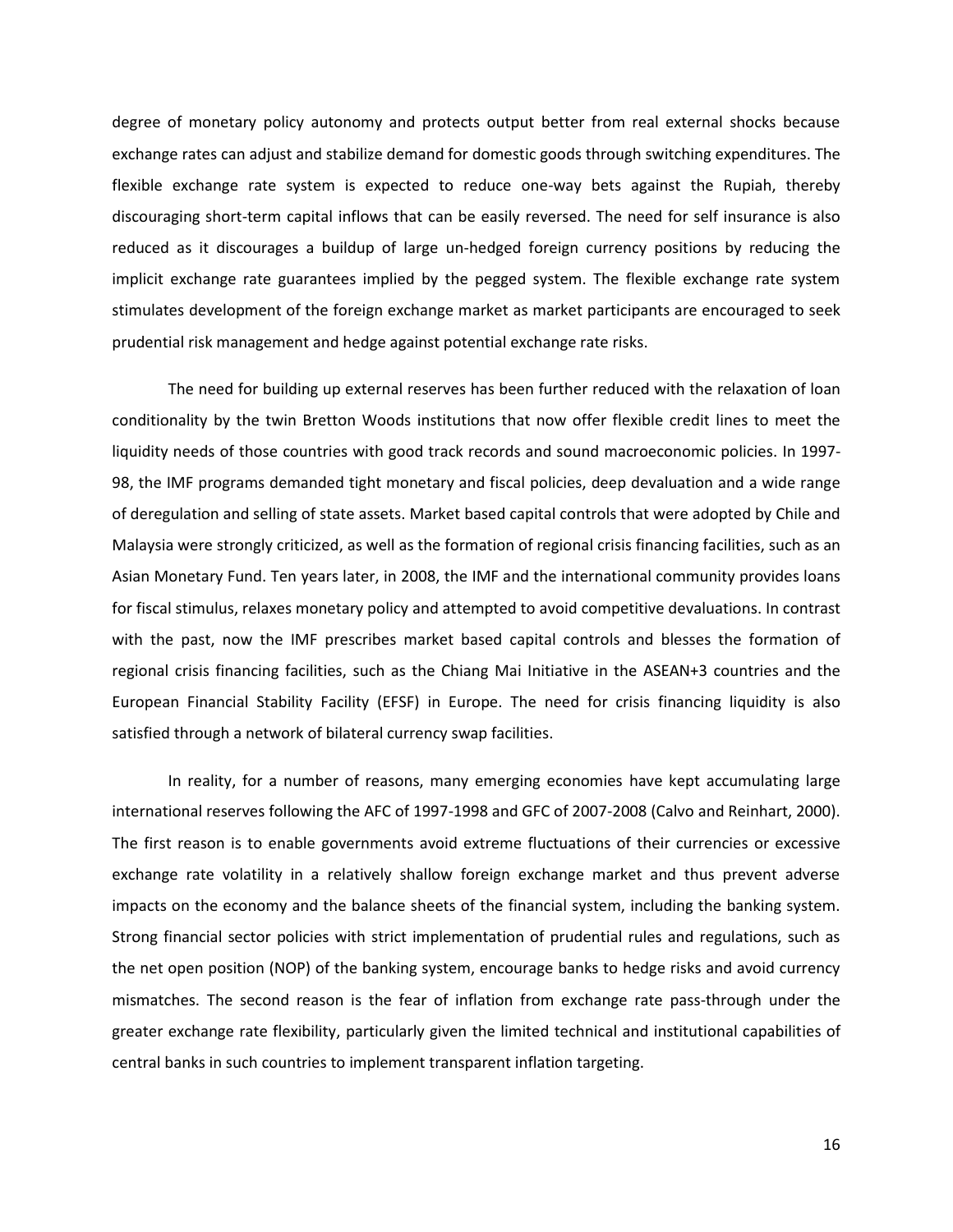degree of monetary policy autonomy and protects output better from real external shocks because exchange rates can adjust and stabilize demand for domestic goods through switching expenditures. The flexible exchange rate system is expected to reduce one-way bets against the Rupiah, thereby discouraging short-term capital inflows that can be easily reversed. The need for self insurance is also reduced as it discourages a buildup of large un-hedged foreign currency positions by reducing the implicit exchange rate guarantees implied by the pegged system. The flexible exchange rate system stimulates development of the foreign exchange market as market participants are encouraged to seek prudential risk management and hedge against potential exchange rate risks.

The need for building up external reserves has been further reduced with the relaxation of loan conditionality by the twin Bretton Woods institutions that now offer flexible credit lines to meet the liquidity needs of those countries with good track records and sound macroeconomic policies. In 1997-98, the IMF programs demanded tight monetary and fiscal policies, deep devaluation and a wide range of deregulation and selling of state assets. Market based capital controls that were adopted by Chile and Malaysia were strongly criticized, as well as the formation of regional crisis financing facilities, such as an Asian Monetary Fund. Ten years later, in 2008, the IMF and the international community provides loans for fiscal stimulus, relaxes monetary policy and attempted to avoid competitive devaluations. In contrast with the past, now the IMF prescribes market based capital controls and blesses the formation of regional crisis financing facilities, such as the Chiang Mai Initiative in the ASEAN+3 countries and the European Financial Stability Facility (EFSF) in Europe. The need for crisis financing liquidity is also satisfied through a network of bilateral currency swap facilities.

In reality, for a number of reasons, many emerging economies have kept accumulating large international reserves following the AFC of 1997-1998 and GFC of 2007-2008 (Calvo and Reinhart, 2000). The first reason is to enable governments avoid extreme fluctuations of their currencies or excessive exchange rate volatility in a relatively shallow foreign exchange market and thus prevent adverse impacts on the economy and the balance sheets of the financial system, including the banking system. Strong financial sector policies with strict implementation of prudential rules and regulations, such as the net open position (NOP) of the banking system, encourage banks to hedge risks and avoid currency mismatches. The second reason is the fear of inflation from exchange rate pass-through under the greater exchange rate flexibility, particularly given the limited technical and institutional capabilities of central banks in such countries to implement transparent inflation targeting.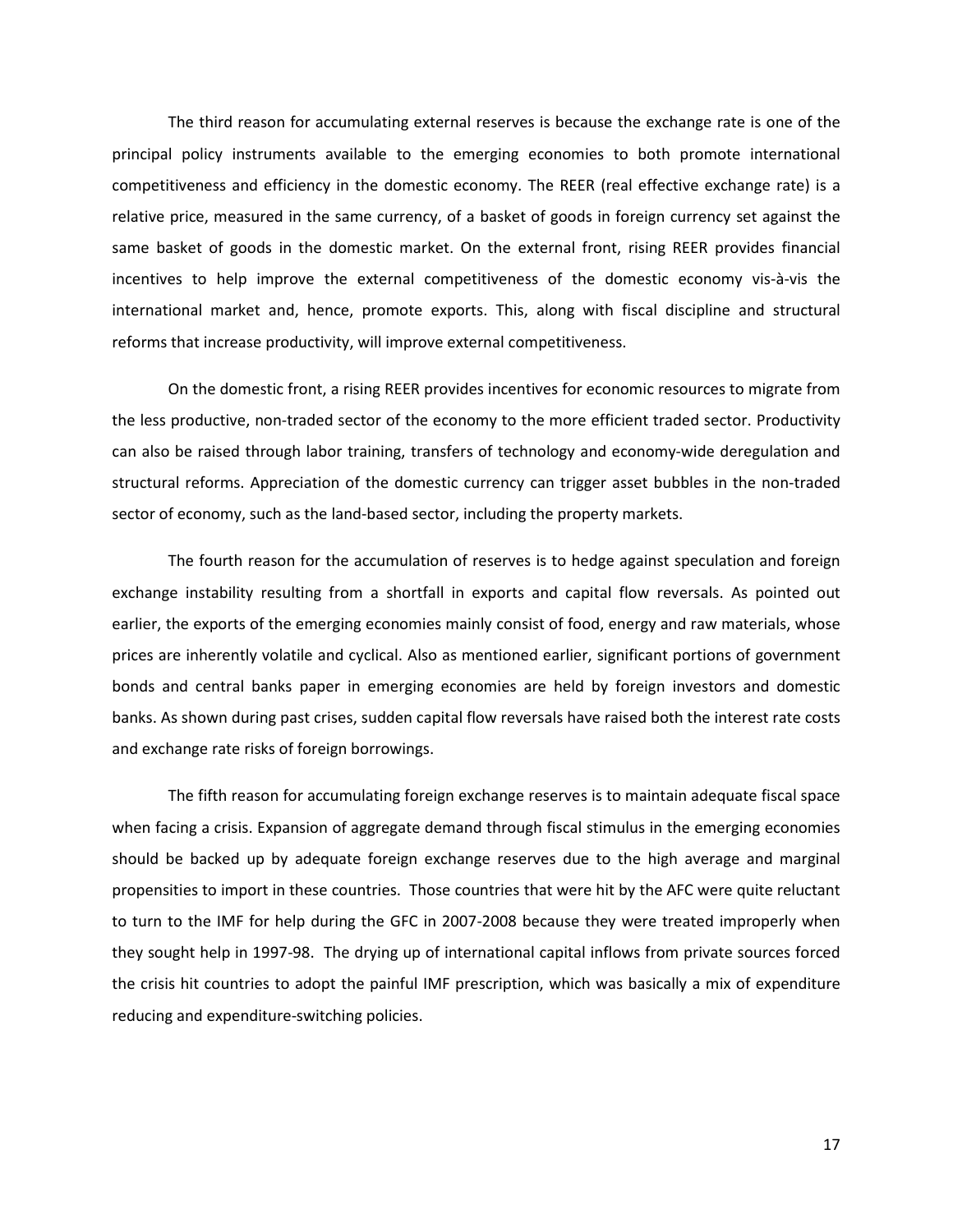The third reason for accumulating external reserves is because the exchange rate is one of the principal policy instruments available to the emerging economies to both promote international competitiveness and efficiency in the domestic economy. The REER (real effective exchange rate) is a relative price, measured in the same currency, of a basket of goods in foreign currency set against the same basket of goods in the domestic market. On the external front, rising REER provides financial incentives to help improve the external competitiveness of the domestic economy vis-à-vis the international market and, hence, promote exports. This, along with fiscal discipline and structural reforms that increase productivity, will improve external competitiveness.

On the domestic front, a rising REER provides incentives for economic resources to migrate from the less productive, non-traded sector of the economy to the more efficient traded sector. Productivity can also be raised through labor training, transfers of technology and economy-wide deregulation and structural reforms. Appreciation of the domestic currency can trigger asset bubbles in the non-traded sector of economy, such as the land-based sector, including the property markets.

The fourth reason for the accumulation of reserves is to hedge against speculation and foreign exchange instability resulting from a shortfall in exports and capital flow reversals. As pointed out earlier, the exports of the emerging economies mainly consist of food, energy and raw materials, whose prices are inherently volatile and cyclical. Also as mentioned earlier, significant portions of government bonds and central banks paper in emerging economies are held by foreign investors and domestic banks. As shown during past crises, sudden capital flow reversals have raised both the interest rate costs and exchange rate risks of foreign borrowings.

The fifth reason for accumulating foreign exchange reserves is to maintain adequate fiscal space when facing a crisis. Expansion of aggregate demand through fiscal stimulus in the emerging economies should be backed up by adequate foreign exchange reserves due to the high average and marginal propensities to import in these countries. Those countries that were hit by the AFC were quite reluctant to turn to the IMF for help during the GFC in 2007-2008 because they were treated improperly when they sought help in 1997-98. The drying up of international capital inflows from private sources forced the crisis hit countries to adopt the painful IMF prescription, which was basically a mix of expenditure reducing and expenditure-switching policies.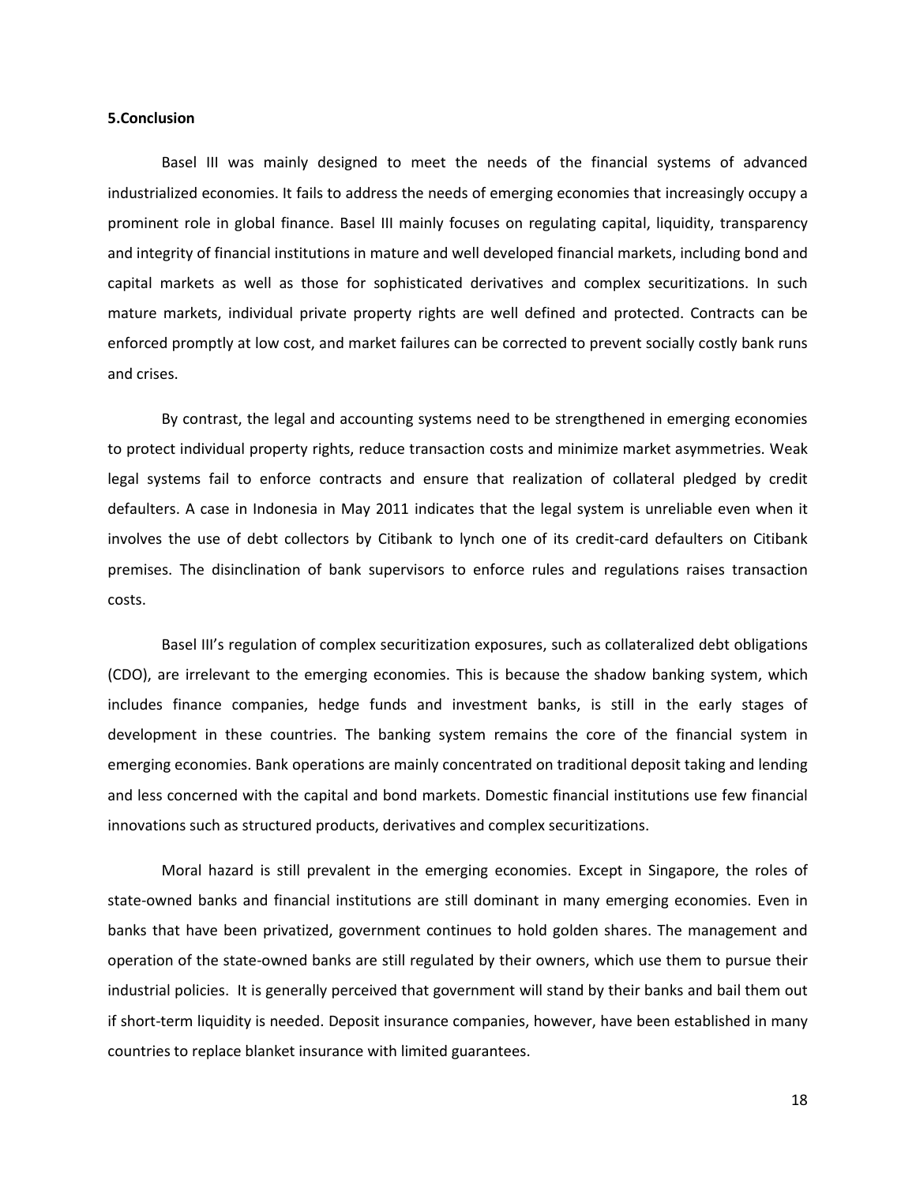## 5.Conclusion

Basel III was mainly designed to meet the needs of the financial systems of advanced industrialized economies. It fails to address the needs of emerging economies that increasingly occupy a prominent role in global finance. Basel III mainly focuses on regulating capital, liquidity, transparency and integrity of financial institutions in mature and well developed financial markets, including bond and capital markets as well as those for sophisticated derivatives and complex securitizations. In such mature markets, individual private property rights are well defined and protected. Contracts can be enforced promptly at low cost, and market failures can be corrected to prevent socially costly bank runs and crises.

By contrast, the legal and accounting systems need to be strengthened in emerging economies to protect individual property rights, reduce transaction costs and minimize market asymmetries. Weak legal systems fail to enforce contracts and ensure that realization of collateral pledged by credit defaulters. A case in Indonesia in May 2011 indicates that the legal system is unreliable even when it involves the use of debt collectors by Citibank to lynch one of its credit-card defaulters on Citibank premises. The disinclination of bank supervisors to enforce rules and regulations raises transaction costs.

Basel III's regulation of complex securitization exposures, such as collateralized debt obligations (CDO), are irrelevant to the emerging economies. This is because the shadow banking system, which includes finance companies, hedge funds and investment banks, is still in the early stages of development in these countries. The banking system remains the core of the financial system in emerging economies. Bank operations are mainly concentrated on traditional deposit taking and lending and less concerned with the capital and bond markets. Domestic financial institutions use few financial innovations such as structured products, derivatives and complex securitizations.

Moral hazard is still prevalent in the emerging economies. Except in Singapore, the roles of state-owned banks and financial institutions are still dominant in many emerging economies. Even in banks that have been privatized, government continues to hold golden shares. The management and operation of the state-owned banks are still regulated by their owners, which use them to pursue their industrial policies. It is generally perceived that government will stand by their banks and bail them out if short-term liquidity is needed. Deposit insurance companies, however, have been established in many countries to replace blanket insurance with limited guarantees.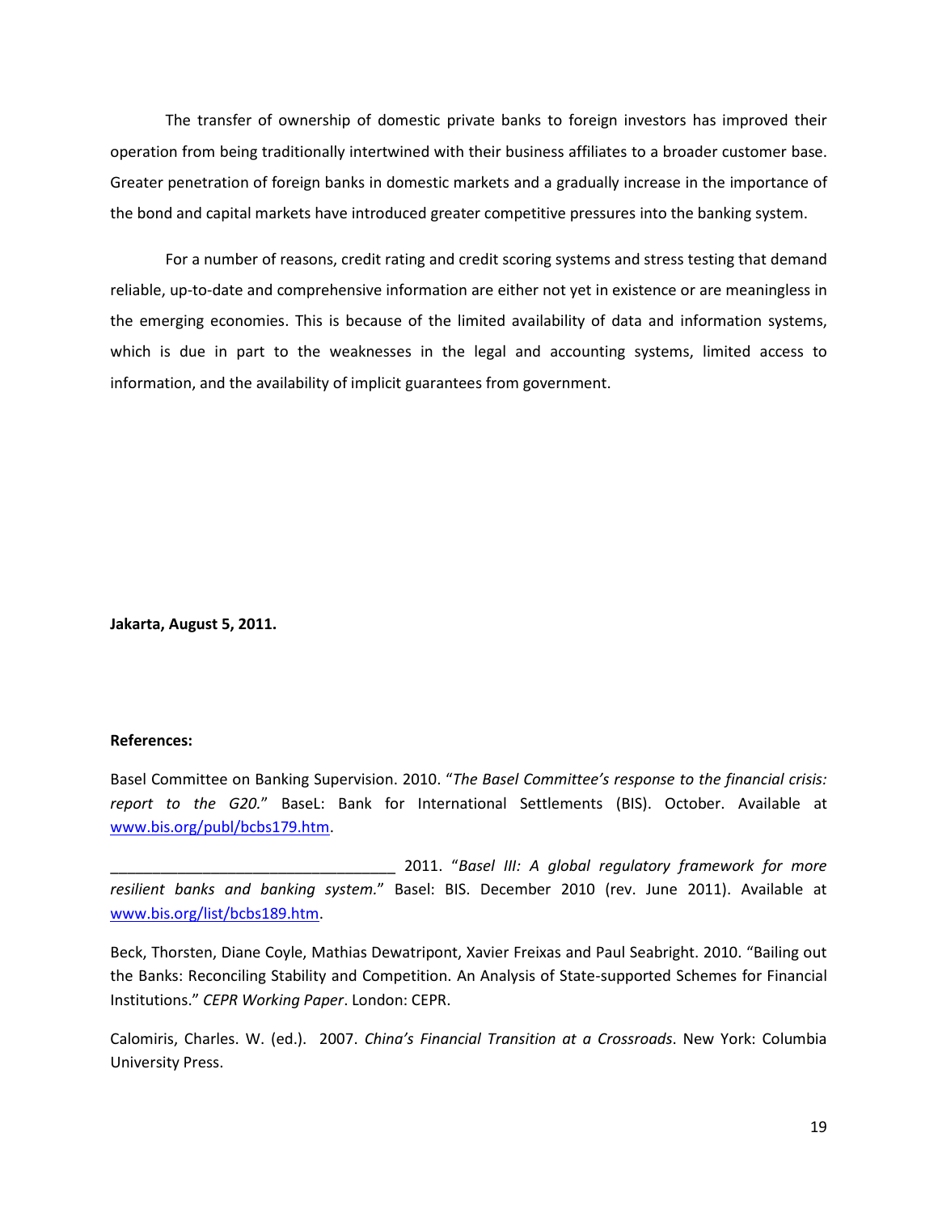The transfer of ownership of domestic private banks to foreign investors has improved their operation from being traditionally intertwined with their business affiliates to a broader customer base. Greater penetration of foreign banks in domestic markets and a gradually increase in the importance of the bond and capital markets have introduced greater competitive pressures into the banking system.

For a number of reasons, credit rating and credit scoring systems and stress testing that demand reliable, up-to-date and comprehensive information are either not yet in existence or are meaningless in the emerging economies. This is because of the limited availability of data and information systems, which is due in part to the weaknesses in the legal and accounting systems, limited access to information, and the availability of implicit guarantees from government.

**Jakarta, August 5, 2011.**

**References:**

Basel Committee on Banking Supervision. 2010. "*The Basel Committee's response to the financial crisis: report to the G20.*" BaseL: Bank for International Settlements (BIS). October. Available at www.bis.org/publ/bcbs179.htm.

__________________________________ 2011. "*Basel III: A global regulatory framework for more resilient banks and banking system.*" Basel: BIS. December 2010 (rev. June 2011). Available at www.bis.org/list/bcbs189.htm.

Beck, Thorsten, Diane Coyle, Mathias Dewatripont, Xavier Freixas and Paul Seabright. 2010. "Bailing out the Banks: Reconciling Stability and Competition. An Analysis of State-supported Schemes for Financial Institutions." *CEPR Working Paper*. London: CEPR.

Calomiris, Charles. W. (ed.). 2007. *China's Financial Transition at a Crossroads*. New York: Columbia University Press.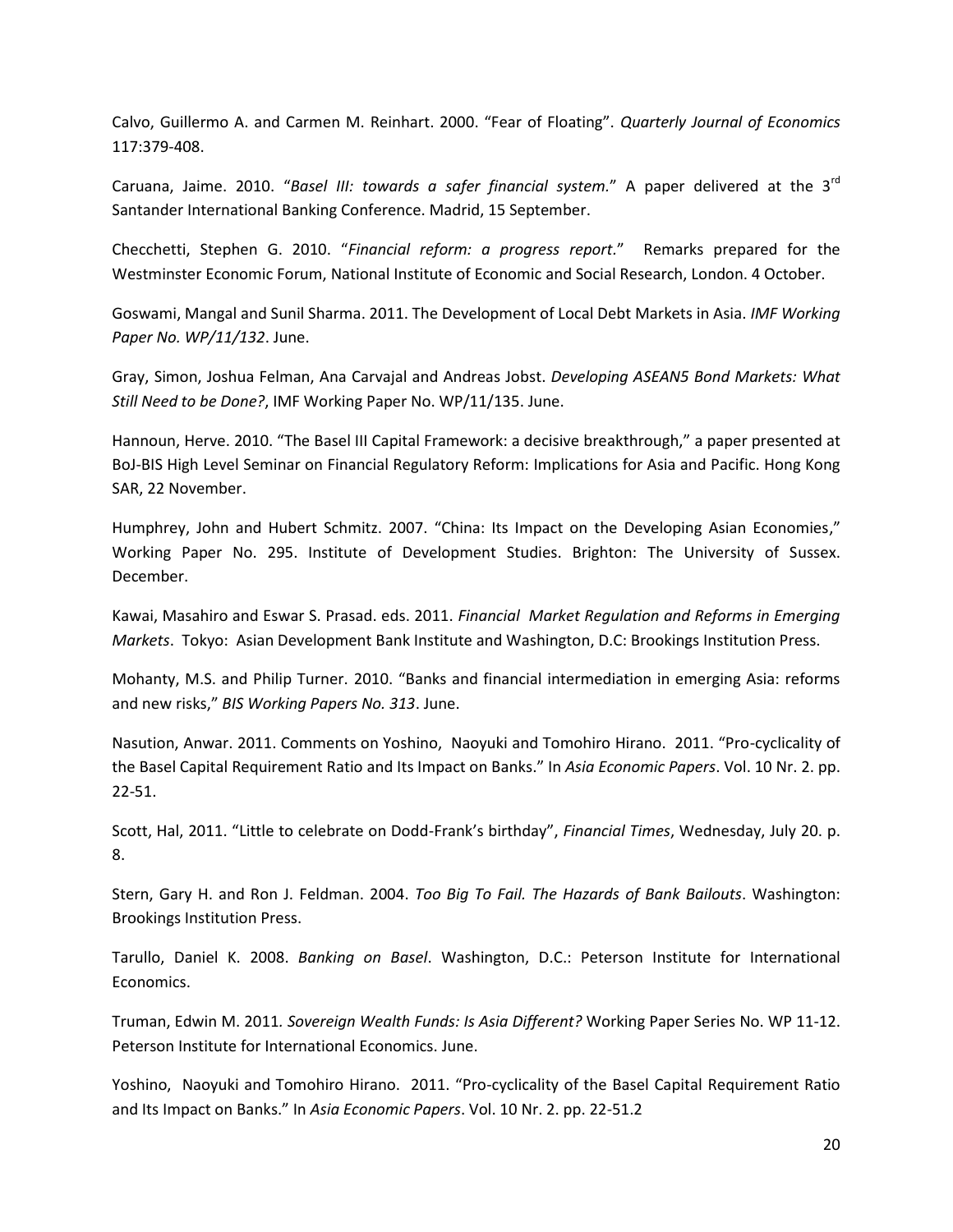Calvo, Guillermo A. and Carmen M. Reinhart. 2000. "Fear of Floating". *Quarterly Journal of Economics* 117:379-408.

Caruana, Jaime. 2010. "*Basel III: towards a safer financial system.*" A paper delivered at the 3rd Santander International Banking Conference. Madrid, 15 September.

Checchetti, Stephen G. 2010. "*Financial reform: a progress report.*" Remarks prepared for the Westminster Economic Forum, National Institute of Economic and Social Research, London. 4 October.

Goswami, Mangal and Sunil Sharma. 2011. The Development of Local Debt Markets in Asia. *IMF Working Paper No. WP/11/132*. June.

Gray, Simon, Joshua Felman, Ana Carvajal and Andreas Jobst. *Developing ASEAN5 Bond Markets: What Still Need to be Done?*, IMF Working Paper No. WP/11/135. June.

Hannoun, Herve. 2010. "The Basel III Capital Framework: a decisive breakthrough," a paper presented at BoJ-BIS High Level Seminar on Financial Regulatory Reform: Implications for Asia and Pacific. Hong Kong SAR, 22 November.

Humphrey, John and Hubert Schmitz. 2007. "China: Its Impact on the Developing Asian Economies," Working Paper No. 295. Institute of Development Studies. Brighton: The University of Sussex. December.

Kawai, Masahiro and Eswar S. Prasad. eds. 2011. *Financial Market Regulation and Reforms in Emerging Markets*. Tokyo: Asian Development Bank Institute and Washington, D.C: Brookings Institution Press.

Mohanty, M.S. and Philip Turner. 2010. "Banks and financial intermediation in emerging Asia: reforms and new risks," *BIS Working Papers No. 313*. June.

Nasution, Anwar. 2011. Comments on Yoshino, Naoyuki and Tomohiro Hirano. 2011. "Pro-cyclicality of the Basel Capital Requirement Ratio and Its Impact on Banks." In *Asia Economic Papers*. Vol. 10 Nr. 2. pp. 22-51.

Scott, Hal, 2011. "Little to celebrate on Dodd-Frank's birthday", *Financial Times*, Wednesday, July 20. p. 8.

Stern, Gary H. and Ron J. Feldman. 2004. *Too Big To Fail. The Hazards of Bank Bailouts*. Washington: Brookings Institution Press.

Tarullo, Daniel K. 2008. *Banking on Basel*. Washington, D.C.: Peterson Institute for International Economics.

Truman, Edwin M. 2011. *Sovereign Wealth Funds: Is Asia Different?* Working Paper Series No. WP 11-12. Peterson Institute for International Economics. June.

Yoshino, Naoyuki and Tomohiro Hirano. 2011. "Pro-cyclicality of the Basel Capital Requirement Ratio and Its Impact on Banks." In *Asia Economic Papers*. Vol. 10 Nr. 2. pp. 22-51.2